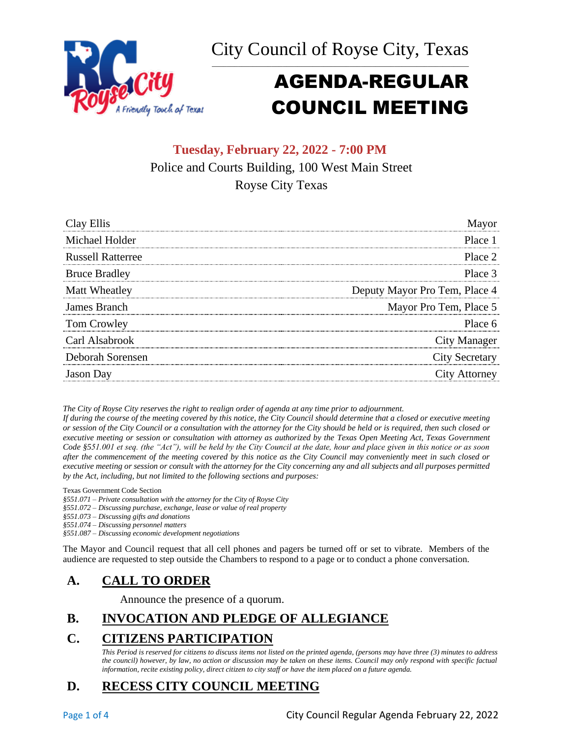City Council of Royse City, Texas

# AGENDA-REGULAR COUNCIL MEETING

**Tuesday, February 22, 2022 - 7:00 PM**

Police and Courts Building, 100 West Main Street

Royse City Texas

| | |
|---|---|
| Clay Ellis | Mayor |
| Michael Holder | Place 1 |
| Russell Ratterree | Place 2 |
| Bruce Bradley | Place 3 |
| Matt Wheatley | Deputy Mayor Pro Tem, Place 4 |
| James Branch | Mayor Pro Tem, Place 5 |
| Tom Crowley | Place 6 |
| Carl Alsabrook | City Manager |
| Deborah Sorensen | City Secretary |
| Jason Day | City Attorney |

*The City of Royse City reserves the right to realign order of agenda at any time prior to adjournment.*

*If during the course of the meeting covered by this notice, the City Council should determine that a closed or executive meeting or session of the City Council or a consultation with the attorney for the City should be held or is required, then such closed or executive meeting or session or consultation with attorney as authorized by the Texas Open Meeting Act, Texas Government Code §551.001 et seq. (the "Act"), will be held by the City Council at the date, hour and place given in this notice or as soon after the commencement of the meeting covered by this notice as the City Council may conveniently meet in such closed or executive meeting or session or consult with the attorney for the City concerning any and all subjects and all purposes permitted by the Act, including, but not limited to the following sections and purposes:*

Texas Government Code Section

*§551.071 – Private consultation with the attorney for the City of Royse City*
*§551.072 – Discussing purchase, exchange, lease or value of real property*
*§551.073 – Discussing gifts and donations*
*§551.074 – Discussing personnel matters*
*§551.087 – Discussing economic development negotiations*

The Mayor and Council request that all cell phones and pagers be turned off or set to vibrate. Members of the audience are requested to step outside the Chambers to respond to a page or to conduct a phone conversation.

## A. CALL TO ORDER

Announce the presence of a quorum.

## B. INVOCATION AND PLEDGE OF ALLEGIANCE

## C. CITIZENS PARTICIPATION

*This Period is reserved for citizens to discuss items not listed on the printed agenda, (persons may have three (3) minutes to address the council) however, by law, no action or discussion may be taken on these items. Council may only respond with specific factual information, recite existing policy, direct citizen to city staff or have the item placed on a future agenda.*

## D. RECESS CITY COUNCIL MEETING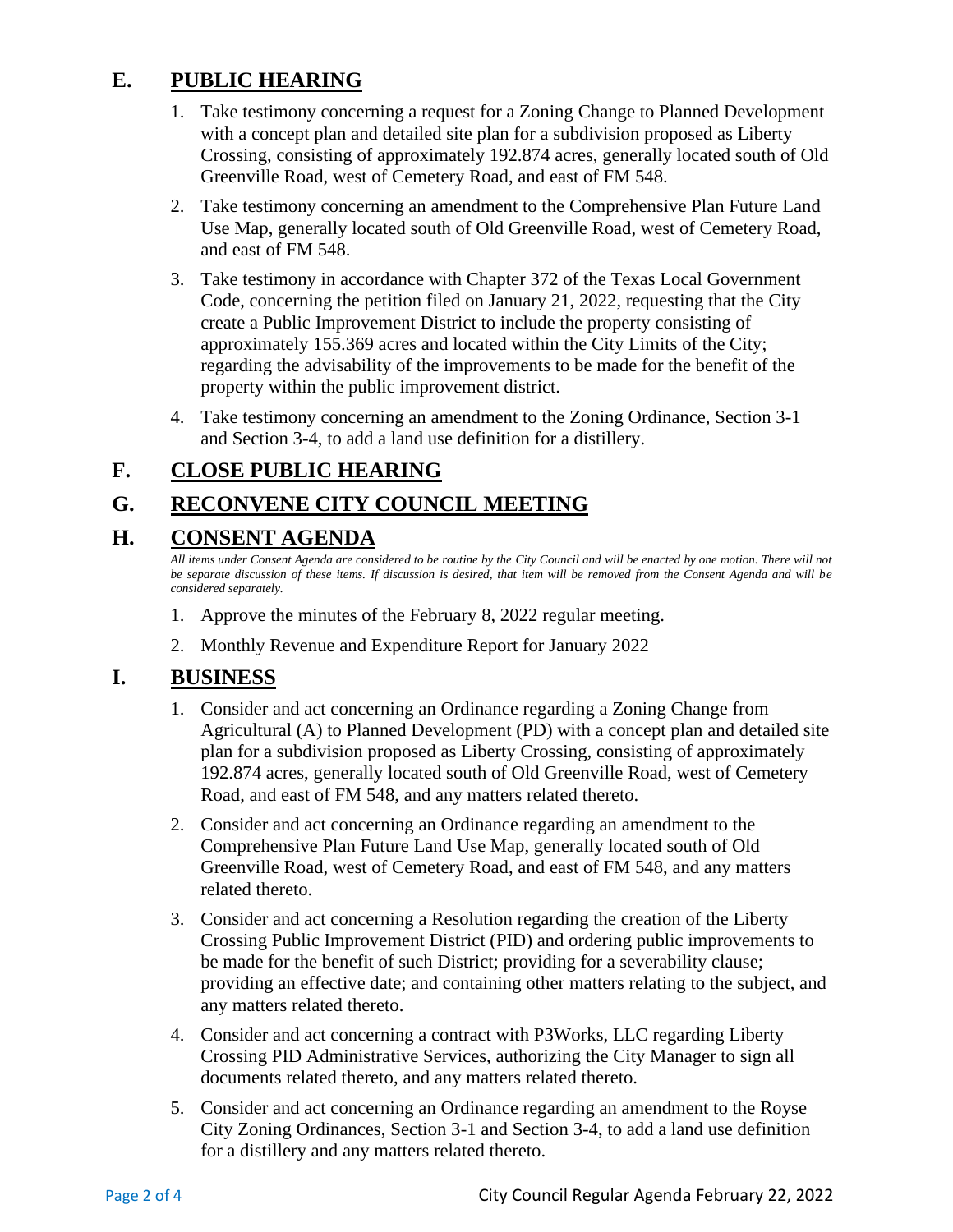## E. PUBLIC HEARING

1. Take testimony concerning a request for a Zoning Change to Planned Development with a concept plan and detailed site plan for a subdivision proposed as Liberty Crossing, consisting of approximately 192.874 acres, generally located south of Old Greenville Road, west of Cemetery Road, and east of FM 548.
2. Take testimony concerning an amendment to the Comprehensive Plan Future Land Use Map, generally located south of Old Greenville Road, west of Cemetery Road, and east of FM 548.
3. Take testimony in accordance with Chapter 372 of the Texas Local Government Code, concerning the petition filed on January 21, 2022, requesting that the City create a Public Improvement District to include the property consisting of approximately 155.369 acres and located within the City Limits of the City; regarding the advisability of the improvements to be made for the benefit of the property within the public improvement district.
4. Take testimony concerning an amendment to the Zoning Ordinance, Section 3-1 and Section 3-4, to add a land use definition for a distillery.

## F. CLOSE PUBLIC HEARING

## G. RECONVENE CITY COUNCIL MEETING

## H. CONSENT AGENDA

*All items under Consent Agenda are considered to be routine by the City Council and will be enacted by one motion. There will not be separate discussion of these items. If discussion is desired, that item will be removed from the Consent Agenda and will be considered separately.*

1. Approve the minutes of the February 8, 2022 regular meeting.
2. Monthly Revenue and Expenditure Report for January 2022

## I. BUSINESS

1. Consider and act concerning an Ordinance regarding a Zoning Change from Agricultural (A) to Planned Development (PD) with a concept plan and detailed site plan for a subdivision proposed as Liberty Crossing, consisting of approximately 192.874 acres, generally located south of Old Greenville Road, west of Cemetery Road, and east of FM 548, and any matters related thereto.
2. Consider and act concerning an Ordinance regarding an amendment to the Comprehensive Plan Future Land Use Map, generally located south of Old Greenville Road, west of Cemetery Road, and east of FM 548, and any matters related thereto.
3. Consider and act concerning a Resolution regarding the creation of the Liberty Crossing Public Improvement District (PID) and ordering public improvements to be made for the benefit of such District; providing for a severability clause; providing an effective date; and containing other matters relating to the subject, and any matters related thereto.
4. Consider and act concerning a contract with P3Works, LLC regarding Liberty Crossing PID Administrative Services, authorizing the City Manager to sign all documents related thereto, and any matters related thereto.
5. Consider and act concerning an Ordinance regarding an amendment to the Royse City Zoning Ordinances, Section 3-1 and Section 3-4, to add a land use definition for a distillery and any matters related thereto.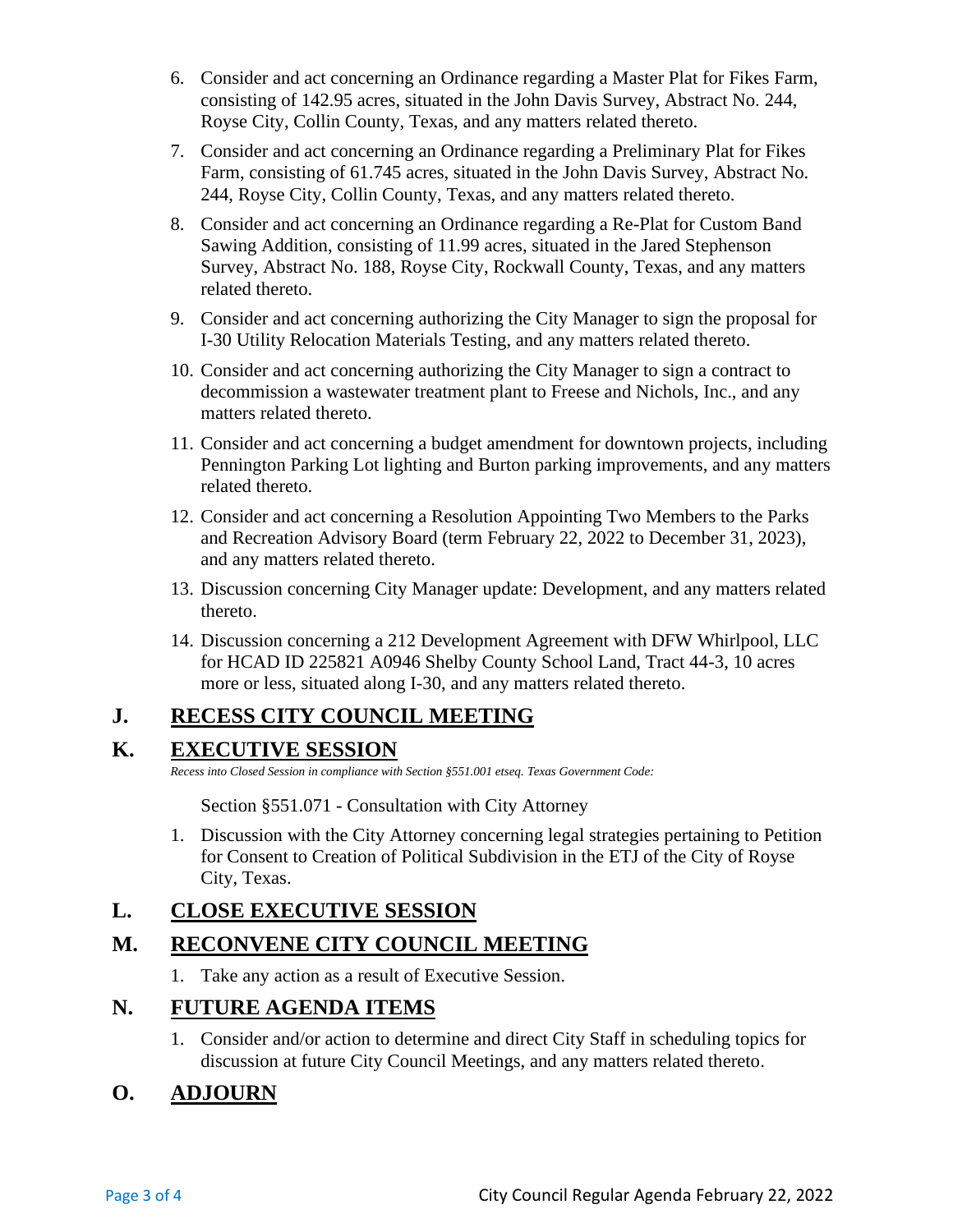6. Consider and act concerning an Ordinance regarding a Master Plat for Fikes Farm, consisting of 142.95 acres, situated in the John Davis Survey, Abstract No. 244, Royse City, Collin County, Texas, and any matters related thereto.
7. Consider and act concerning an Ordinance regarding a Preliminary Plat for Fikes Farm, consisting of 61.745 acres, situated in the John Davis Survey, Abstract No. 244, Royse City, Collin County, Texas, and any matters related thereto.
8. Consider and act concerning an Ordinance regarding a Re-Plat for Custom Band Sawing Addition, consisting of 11.99 acres, situated in the Jared Stephenson Survey, Abstract No. 188, Royse City, Rockwall County, Texas, and any matters related thereto.
9. Consider and act concerning authorizing the City Manager to sign the proposal for I-30 Utility Relocation Materials Testing, and any matters related thereto.
10. Consider and act concerning authorizing the City Manager to sign a contract to decommission a wastewater treatment plant to Freese and Nichols, Inc., and any matters related thereto.
11. Consider and act concerning a budget amendment for downtown projects, including Pennington Parking Lot lighting and Burton parking improvements, and any matters related thereto.
12. Consider and act concerning a Resolution Appointing Two Members to the Parks and Recreation Advisory Board (term February 22, 2022 to December 31, 2023), and any matters related thereto.
13. Discussion concerning City Manager update: Development, and any matters related thereto.
14. Discussion concerning a 212 Development Agreement with DFW Whirlpool, LLC for HCAD ID 225821 A0946 Shelby County School Land, Tract 44-3, 10 acres more or less, situated along I-30, and any matters related thereto.

## J. RECESS CITY COUNCIL MEETING

## K. EXECUTIVE SESSION

*Recess into Closed Session in compliance with Section §551.001 etseq. Texas Government Code:*

Section §551.071 - Consultation with City Attorney

1. Discussion with the City Attorney concerning legal strategies pertaining to Petition for Consent to Creation of Political Subdivision in the ETJ of the City of Royse City, Texas.

## L. CLOSE EXECUTIVE SESSION

## M. RECONVENE CITY COUNCIL MEETING

1. Take any action as a result of Executive Session.

## N. FUTURE AGENDA ITEMS

1. Consider and/or action to determine and direct City Staff in scheduling topics for discussion at future City Council Meetings, and any matters related thereto.

## O. ADJOURN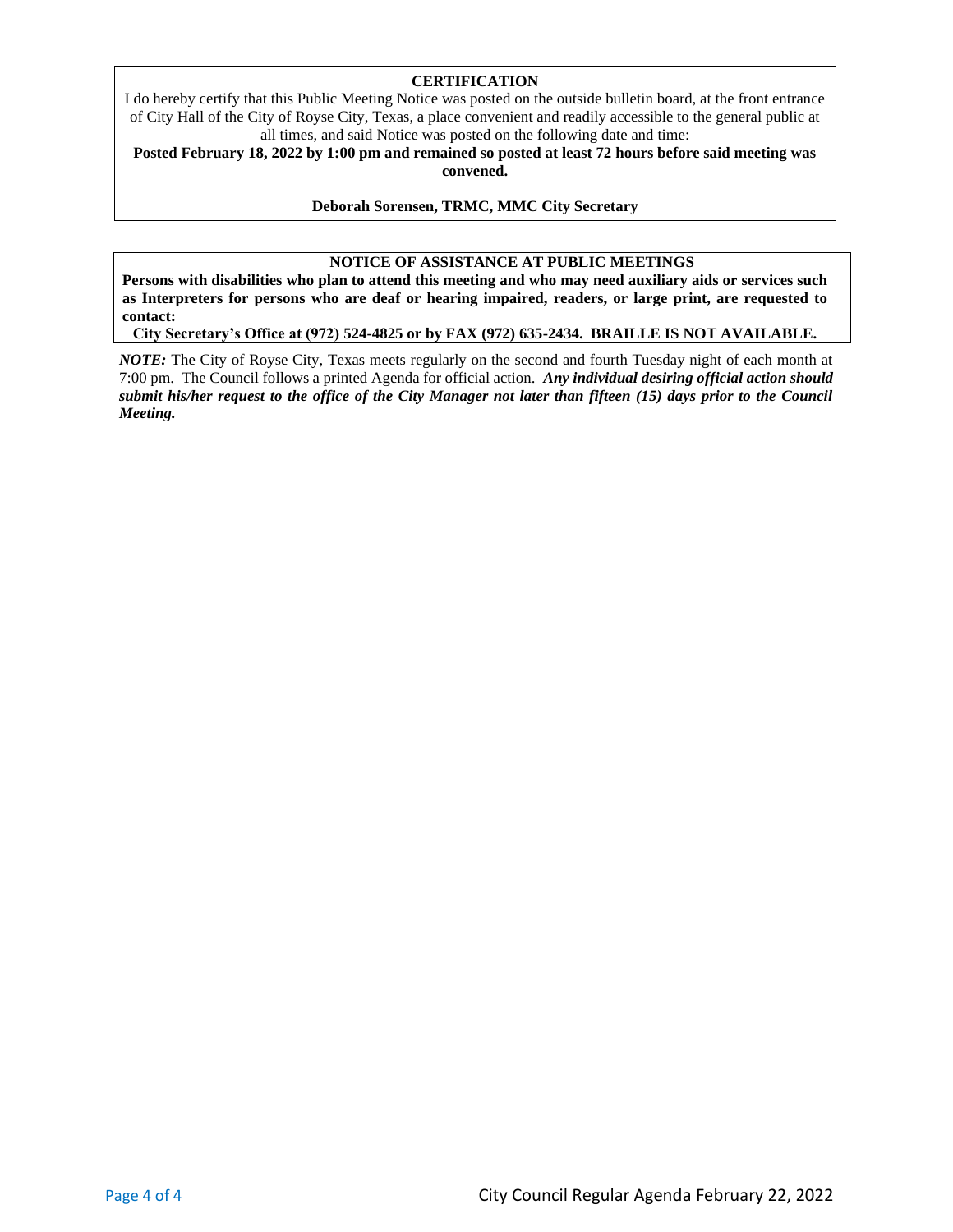**CERTIFICATION**

I do hereby certify that this Public Meeting Notice was posted on the outside bulletin board, at the front entrance of City Hall of the City of Royse City, Texas, a place convenient and readily accessible to the general public at all times, and said Notice was posted on the following date and time:

**Posted February 18, 2022 by 1:00 pm and remained so posted at least 72 hours before said meeting was convened.**

**Deborah Sorensen, TRMC, MMC City Secretary**

**NOTICE OF ASSISTANCE AT PUBLIC MEETINGS**

**Persons with disabilities who plan to attend this meeting and who may need auxiliary aids or services such as Interpreters for persons who are deaf or hearing impaired, readers, or large print, are requested to contact:**

**City Secretary's Office at (972) 524-4825 or by FAX (972) 635-2434. BRAILLE IS NOT AVAILABLE.**

***NOTE:*** The City of Royse City, Texas meets regularly on the second and fourth Tuesday night of each month at 7:00 pm. The Council follows a printed Agenda for official action. ***Any individual desiring official action should submit his/her request to the office of the City Manager not later than fifteen (15) days prior to the Council Meeting.***